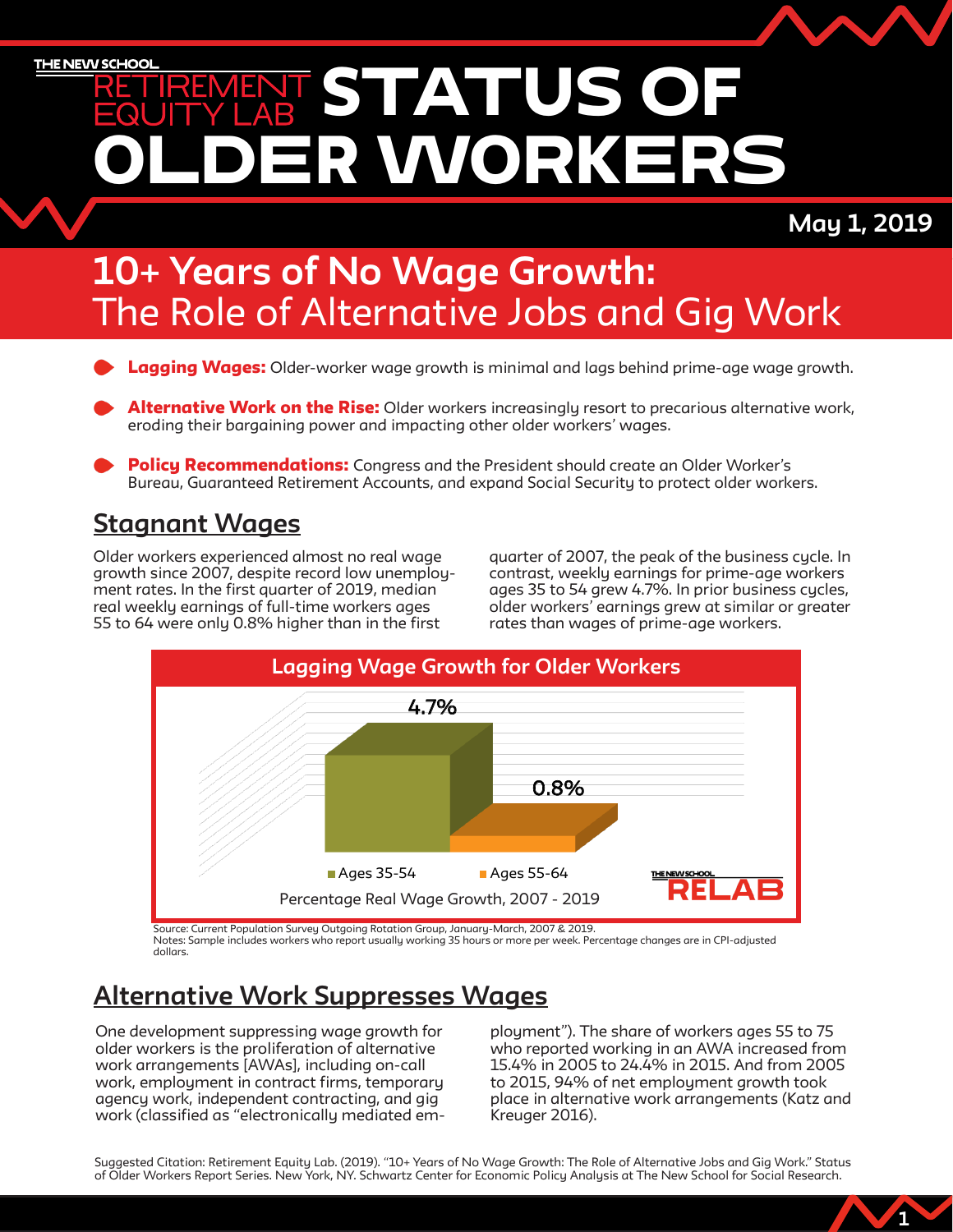THE NEW SCHOOL
RETIREMENT EQUITY LAB

# STATUS OF OLDER WORKERS

**May 1, 2019**

# 10+ Years of No Wage Growth: The Role of Alternative Jobs and Gig Work

- **Lagging Wages:** Older-worker wage growth is minimal and lags behind prime-age wage growth.
- **Alternative Work on the Rise:** Older workers increasingly resort to precarious alternative work, eroding their bargaining power and impacting other older workers' wages.
- **Policy Recommendations:** Congress and the President should create an Older Worker's Bureau, Guaranteed Retirement Accounts, and expand Social Security to protect older workers.

## Stagnant Wages

Older workers experienced almost no real wage growth since 2007, despite record low unemployment rates. In the first quarter of 2019, median real weekly earnings of full-time workers ages 55 to 64 were only 0.8% higher than in the first quarter of 2007, the peak of the business cycle. In contrast, weekly earnings for prime-age workers ages 35 to 54 grew 4.7%. In prior business cycles, older workers' earnings grew at similar or greater rates than wages of prime-age workers.

**Lagging Wage Growth for Older Workers**

| | Percentage Real Wage Growth, 2007 - 2019 |
|---|---|
| Ages 35-54 | 4.7% |
| Ages 55-64 | 0.8% |

Source: Current Population Survey Outgoing Rotation Group, January-March, 2007 & 2019.
Notes: Sample includes workers who report usually working 35 hours or more per week. Percentage changes are in CPI-adjusted dollars.

## Alternative Work Suppresses Wages

One development suppressing wage growth for older workers is the proliferation of alternative work arrangements [AWAs], including on-call work, employment in contract firms, temporary agency work, independent contracting, and gig work (classified as "electronically mediated employment"). The share of workers ages 55 to 75 who reported working in an AWA increased from 15.4% in 2005 to 24.4% in 2015. And from 2005 to 2015, 94% of net employment growth took place in alternative work arrangements (Katz and Kreuger 2016).

Suggested Citation: Retirement Equity Lab. (2019). "10+ Years of No Wage Growth: The Role of Alternative Jobs and Gig Work." Status of Older Workers Report Series. New York, NY. Schwartz Center for Economic Policy Analysis at The New School for Social Research.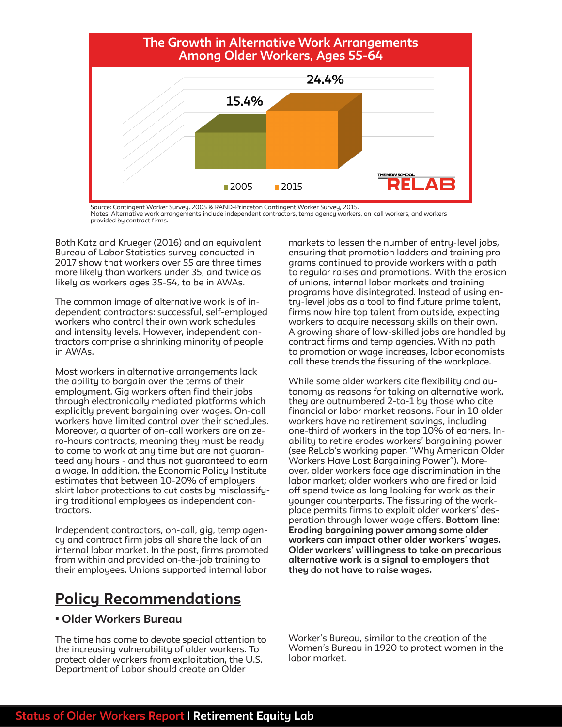**The Growth in Alternative Work Arrangements Among Older Workers, Ages 55-64**

| Year | Share |
|---|---|
| 2005 | 15.4% |
| 2015 | 24.4% |

Source: Contingent Worker Survey, 2005 & RAND-Princeton Contingent Worker Survey, 2015.
Notes: Alternative work arrangements include independent contractors, temp agency workers, on-call workers, and workers provided by contract firms.

Both Katz and Krueger (2016) and an equivalent Bureau of Labor Statistics survey conducted in 2017 show that workers over 55 are three times more likely than workers under 35, and twice as likely as workers ages 35-54, to be in AWAs.

The common image of alternative work is of independent contractors: successful, self-employed workers who control their own work schedules and intensity levels. However, independent contractors comprise a shrinking minority of people in AWAs.

Most workers in alternative arrangements lack the ability to bargain over the terms of their employment. Gig workers often find their jobs through electronically mediated platforms which explicitly prevent bargaining over wages. On-call workers have limited control over their schedules. Moreover, a quarter of on-call workers are on zero-hours contracts, meaning they must be ready to come to work at any time but are not guaranteed any hours - and thus not guaranteed to earn a wage. In addition, the Economic Policy Institute estimates that between 10-20% of employers skirt labor protections to cut costs by misclassifying traditional employees as independent contractors.

Independent contractors, on-call, gig, temp agency and contract firm jobs all share the lack of an internal labor market. In the past, firms promoted from within and provided on-the-job training to their employees. Unions supported internal labor markets to lessen the number of entry-level jobs, ensuring that promotion ladders and training programs continued to provide workers with a path to regular raises and promotions. With the erosion of unions, internal labor markets and training programs have disintegrated. Instead of using entry-level jobs as a tool to find future prime talent, firms now hire top talent from outside, expecting workers to acquire necessary skills on their own. A growing share of low-skilled jobs are handled by contract firms and temp agencies. With no path to promotion or wage increases, labor economists call these trends the fissuring of the workplace.

While some older workers cite flexibility and autonomy as reasons for taking on alternative work, they are outnumbered 2-to-1 by those who cite financial or labor market reasons. Four in 10 older workers have no retirement savings, including one-third of workers in the top 10% of earners. Inability to retire erodes workers' bargaining power (see ReLab's working paper, "Why American Older Workers Have Lost Bargaining Power"). Moreover, older workers face age discrimination in the labor market; older workers who are fired or laid off spend twice as long looking for work as their younger counterparts. The fissuring of the workplace permits firms to exploit older workers' desperation through lower wage offers. **Bottom line: Eroding bargaining power among some older workers can impact other older workers' wages. Older workers' willingness to take on precarious alternative work is a signal to employers that they do not have to raise wages.**

## Policy Recommendations

### ▪ Older Workers Bureau

The time has come to devote special attention to the increasing vulnerability of older workers. To protect older workers from exploitation, the U.S. Department of Labor should create an Older Worker's Bureau, similar to the creation of the Women's Bureau in 1920 to protect women in the labor market.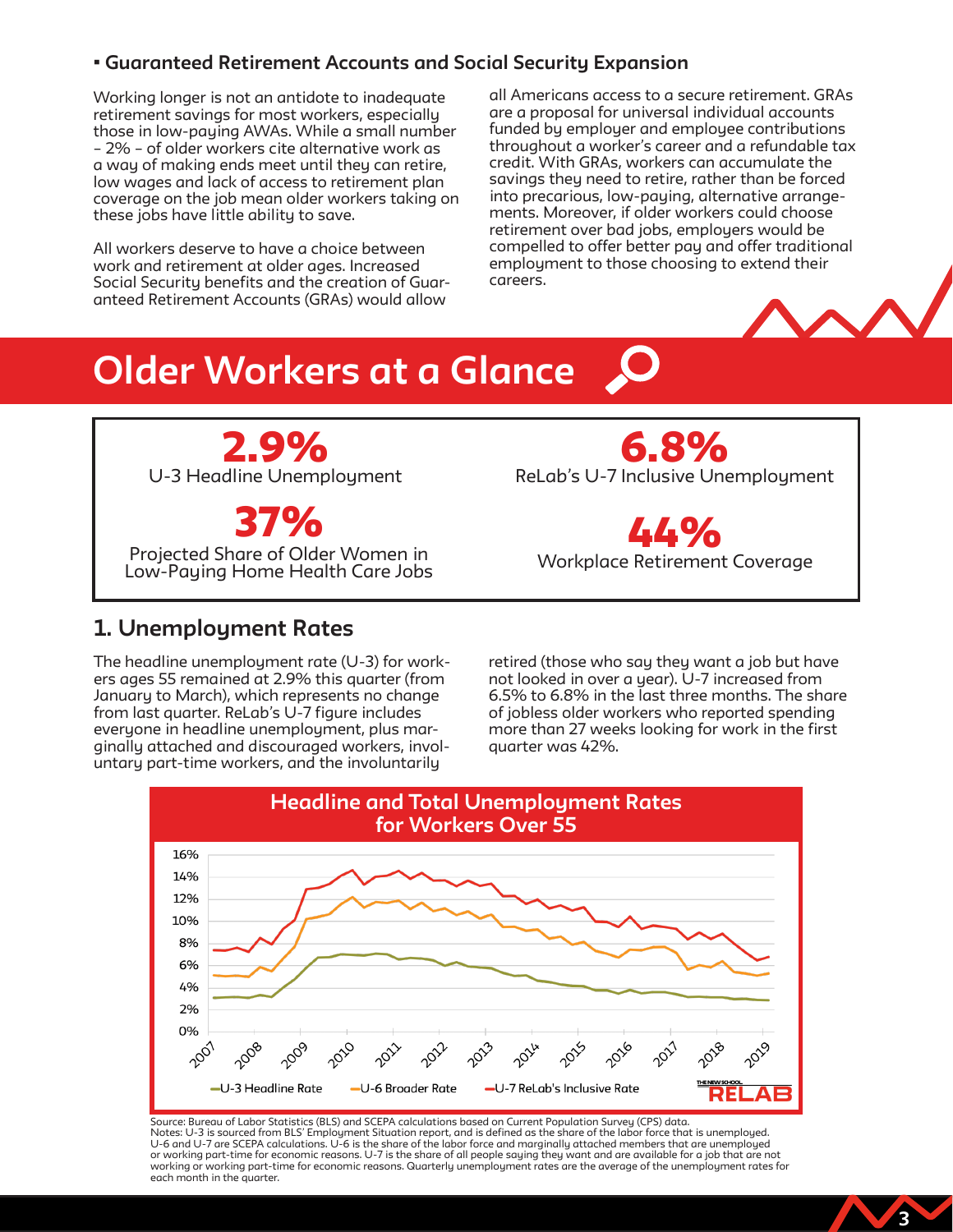### ▪ Guaranteed Retirement Accounts and Social Security Expansion

Working longer is not an antidote to inadequate retirement savings for most workers, especially those in low-paying AWAs. While a small number – 2% – of older workers cite alternative work as a way of making ends meet until they can retire, low wages and lack of access to retirement plan coverage on the job mean older workers taking on these jobs have little ability to save.

All workers deserve to have a choice between work and retirement at older ages. Increased Social Security benefits and the creation of Guaranteed Retirement Accounts (GRAs) would allow all Americans access to a secure retirement. GRAs are a proposal for universal individual accounts funded by employer and employee contributions throughout a worker's career and a refundable tax credit. With GRAs, workers can accumulate the savings they need to retire, rather than be forced into precarious, low-paying, alternative arrangements. Moreover, if older workers could choose retirement over bad jobs, employers would be compelled to offer better pay and offer traditional employment to those choosing to extend their careers.

# Older Workers at a Glance

**2.9%**
U-3 Headline Unemployment

**6.8%**
ReLab's U-7 Inclusive Unemployment

**37%**
Projected Share of Older Women in Low-Paying Home Health Care Jobs

**44%**
Workplace Retirement Coverage

## 1. Unemployment Rates

The headline unemployment rate (U-3) for workers ages 55 remained at 2.9% this quarter (from January to March), which represents no change from last quarter. ReLab's U-7 figure includes everyone in headline unemployment, plus marginally attached and discouraged workers, involuntary part-time workers, and the involuntarily retired (those who say they want a job but have not looked in over a year). U-7 increased from 6.5% to 6.8% in the last three months. The share of jobless older workers who reported spending more than 27 weeks looking for work in the first quarter was 42%.

**Headline and Total Unemployment Rates for Workers Over 55**

Source: Bureau of Labor Statistics (BLS) and SCEPA calculations based on Current Population Survey (CPS) data.
Notes: U-3 is sourced from BLS' Employment Situation report, and is defined as the share of the labor force that is unemployed. U-6 and U-7 are SCEPA calculations. U-6 is the share of the labor force and marginally attached members that are unemployed or working part-time for economic reasons. U-7 is the share of all people saying they want and are available for a job that are not working or working part-time for economic reasons. Quarterly unemployment rates are the average of the unemployment rates for each month in the quarter.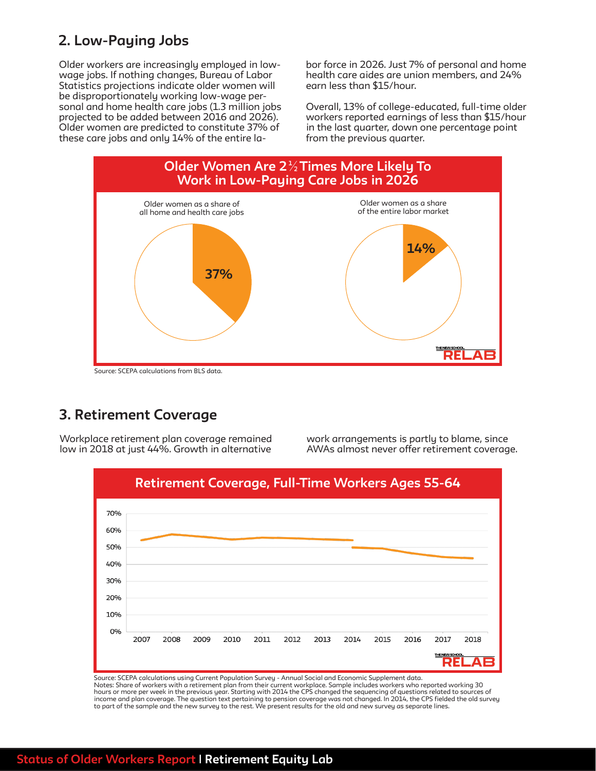## 2. Low-Paying Jobs

Older workers are increasingly employed in low-wage jobs. If nothing changes, Bureau of Labor Statistics projections indicate older women will be disproportionately working low-wage personal and home health care jobs (1.3 million jobs projected to be added between 2016 and 2026). Older women are predicted to constitute 37% of these care jobs and only 14% of the entire labor force in 2026. Just 7% of personal and home health care aides are union members, and 24% earn less than $15/hour.

Overall, 13% of college-educated, full-time older workers reported earnings of less than $15/hour in the last quarter, down one percentage point from the previous quarter.

**Older Women Are 2½ Times More Likely To Work in Low-Paying Care Jobs in 2026**

Older women as a share of all home and health care jobs: 37%

Older women as a share of the entire labor market: 14%

Source: SCEPA calculations from BLS data.

## 3. Retirement Coverage

Workplace retirement plan coverage remained low in 2018 at just 44%. Growth in alternative work arrangements is partly to blame, since AWAs almost never offer retirement coverage.

**Retirement Coverage, Full-Time Workers Ages 55-64**

Source: SCEPA calculations using Current Population Survey - Annual Social and Economic Supplement data.
Notes: Share of workers with a retirement plan from their current workplace. Sample includes workers who reported working 30 hours or more per week in the previous year. Starting with 2014 the CPS changed the sequencing of questions related to sources of income and plan coverage. The question text pertaining to pension coverage was not changed. In 2014, the CPS fielded the old survey to part of the sample and the new survey to the rest. We present results for the old and new survey as separate lines.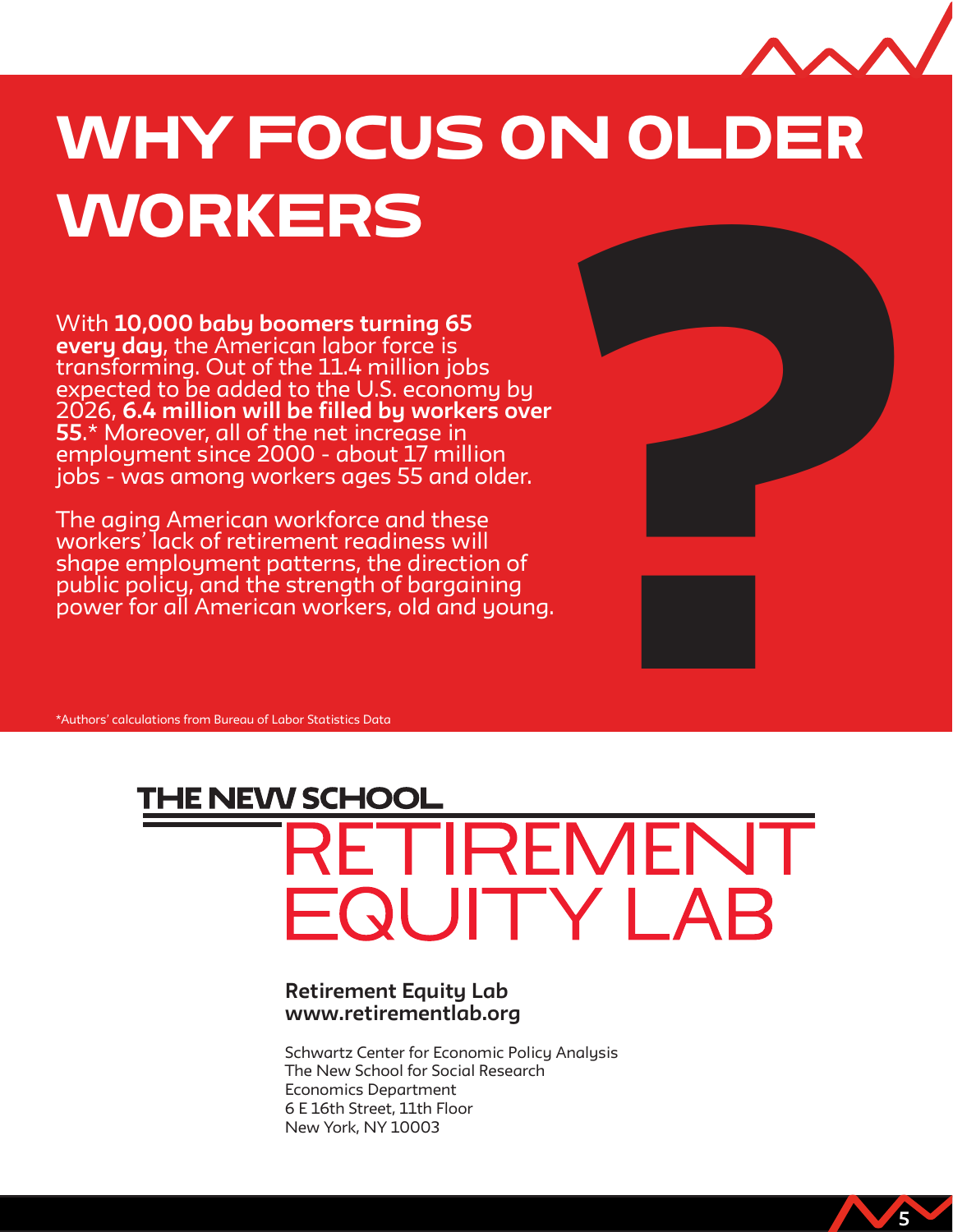# WHY FOCUS ON OLDER WORKERS

With **10,000 baby boomers turning 65 every day**, the American labor force is transforming. Out of the 11.4 million jobs expected to be added to the U.S. economy by 2026, **6.4 million will be filled by workers over 55**.* Moreover, all of the net increase in employment since 2000 - about 17 million jobs - was among workers ages 55 and older.

The aging American workforce and these workers' lack of retirement readiness will shape employment patterns, the direction of public policy, and the strength of bargaining power for all American workers, old and young.

*Authors' calculations from Bureau of Labor Statistics Data

THE NEW SCHOOL

RETIREMENT EQUITY LAB

**Retirement Equity Lab**
**www.retirementlab.org**

Schwartz Center for Economic Policy Analysis
The New School for Social Research
Economics Department
6 E 16th Street, 11th Floor
New York, NY 10003